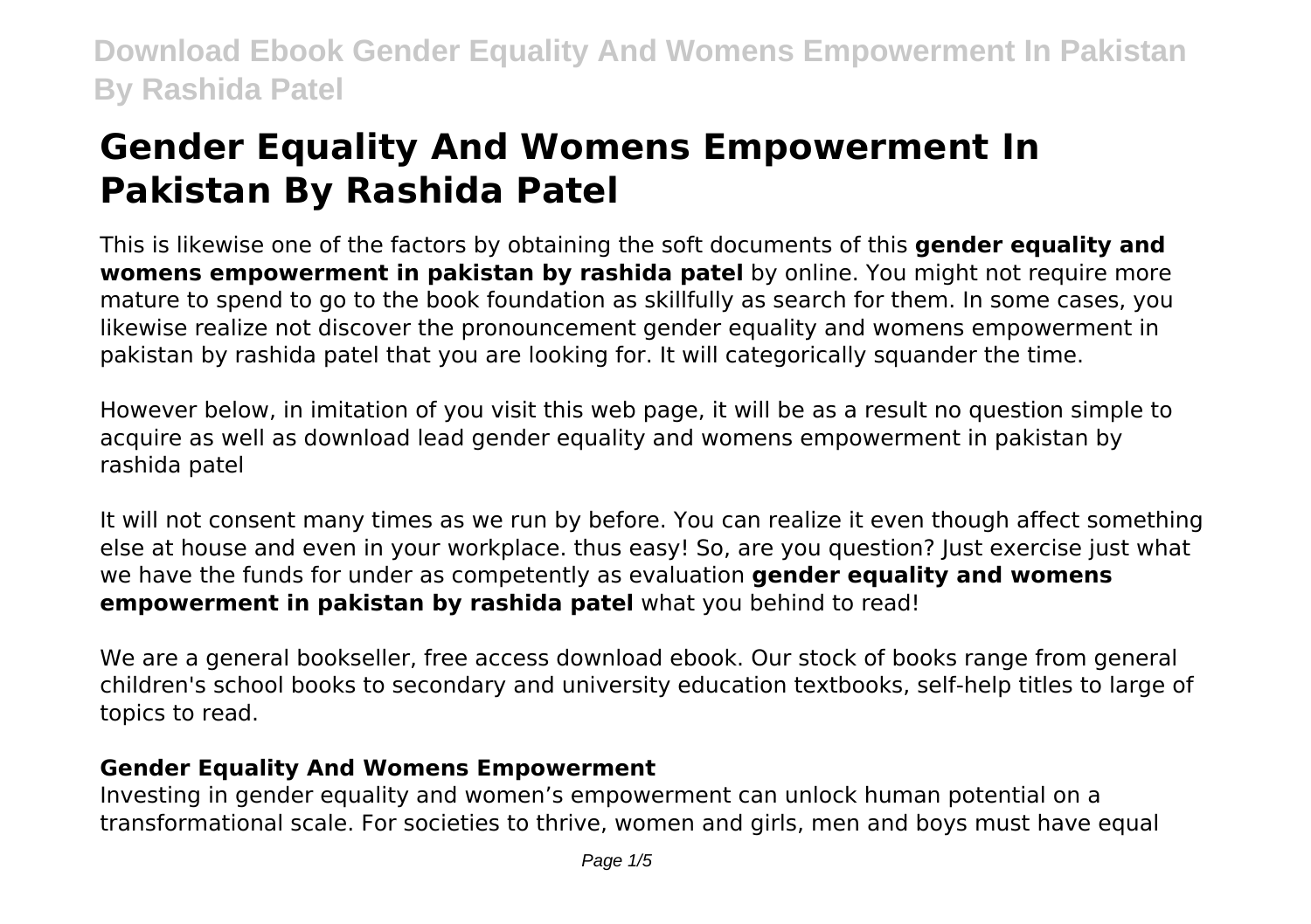# Gender Equality And Womens Empowerment In Pakistan By Rashida Patel

This is likewise one of the factors by obtaining the soft documents of this **gender equality and womens empowerment in pakistan by rashida patel** by online. You might not require more mature to spend to go to the book foundation as skillfully as search for them. In some cases, you likewise realize not discover the pronouncement gender equality and womens empowerment in pakistan by rashida patel that you are looking for. It will categorically squander the time.

However below, in imitation of you visit this web page, it will be as a result no question simple to acquire as well as download lead gender equality and womens empowerment in pakistan by rashida patel

It will not consent many times as we run by before. You can realize it even though affect something else at house and even in your workplace. thus easy! So, are you question? Just exercise just what we have the funds for under as competently as evaluation **gender equality and womens empowerment in pakistan by rashida patel** what you behind to read!

We are a general bookseller, free access download ebook. Our stock of books range from general children's school books to secondary and university education textbooks, self-help titles to large of topics to read.

### Gender Equality And Womens Empowerment

Investing in gender equality and women's empowerment can unlock human potential on a transformational scale. For societies to thrive, women and girls, men and boys must have equal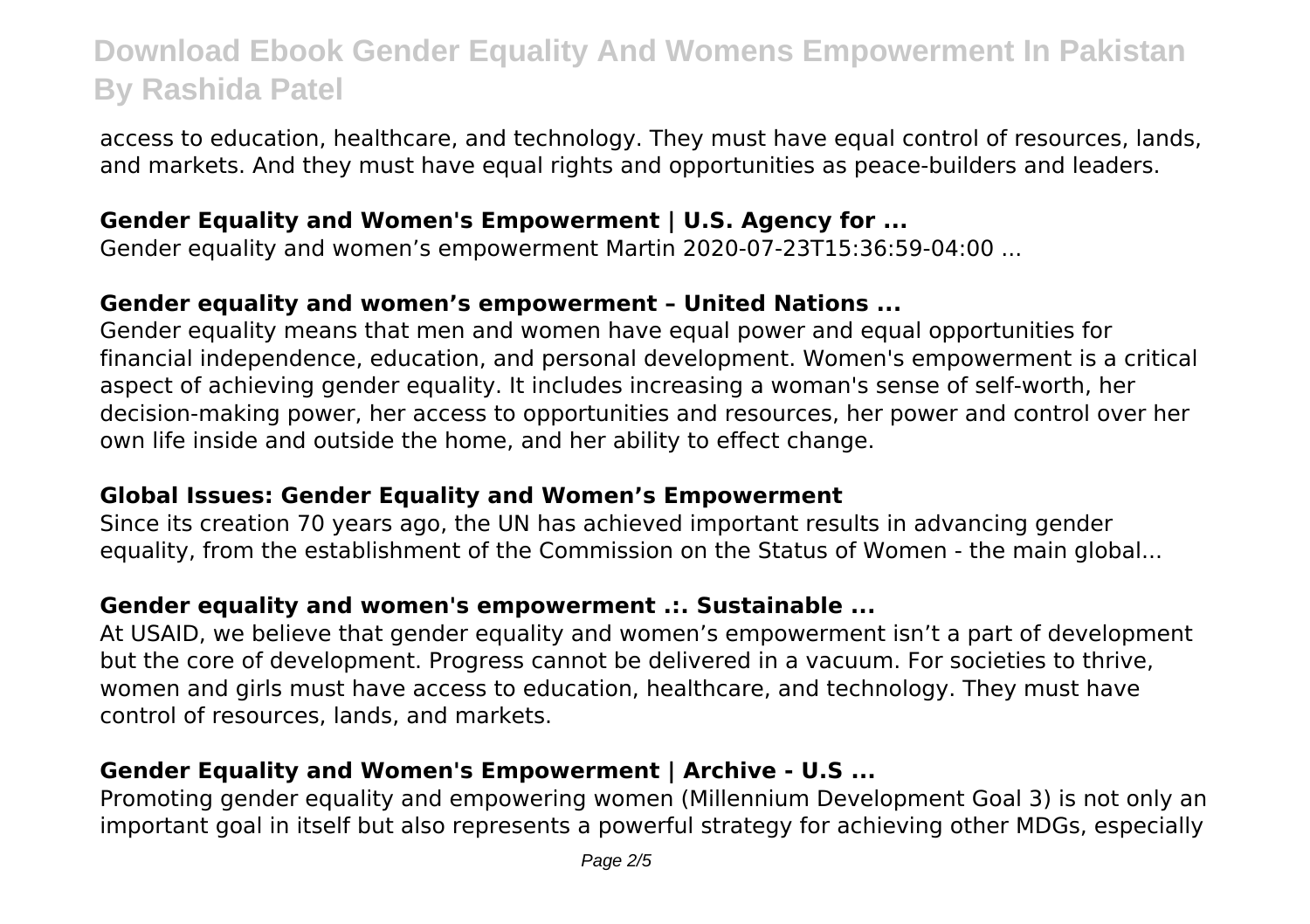access to education, healthcare, and technology. They must have equal control of resources, lands, and markets. And they must have equal rights and opportunities as peace-builders and leaders.

### Gender Equality and Women's Empowerment | U.S. Agency for ...

Gender equality and women's empowerment Martin 2020-07-23T15:36:59-04:00 ...

### Gender equality and women's empowerment – United Nations ...

Gender equality means that men and women have equal power and equal opportunities for financial independence, education, and personal development. Women's empowerment is a critical aspect of achieving gender equality. It includes increasing a woman's sense of self-worth, her decision-making power, her access to opportunities and resources, her power and control over her own life inside and outside the home, and her ability to effect change.

### Global Issues: Gender Equality and Women's Empowerment

Since its creation 70 years ago, the UN has achieved important results in advancing gender equality, from the establishment of the Commission on the Status of Women - the main global...

### Gender equality and women's empowerment .:. Sustainable ...

At USAID, we believe that gender equality and women's empowerment isn't a part of development but the core of development. Progress cannot be delivered in a vacuum. For societies to thrive, women and girls must have access to education, healthcare, and technology. They must have control of resources, lands, and markets.

### Gender Equality and Women's Empowerment | Archive - U.S ...

Promoting gender equality and empowering women (Millennium Development Goal 3) is not only an important goal in itself but also represents a powerful strategy for achieving other MDGs, especially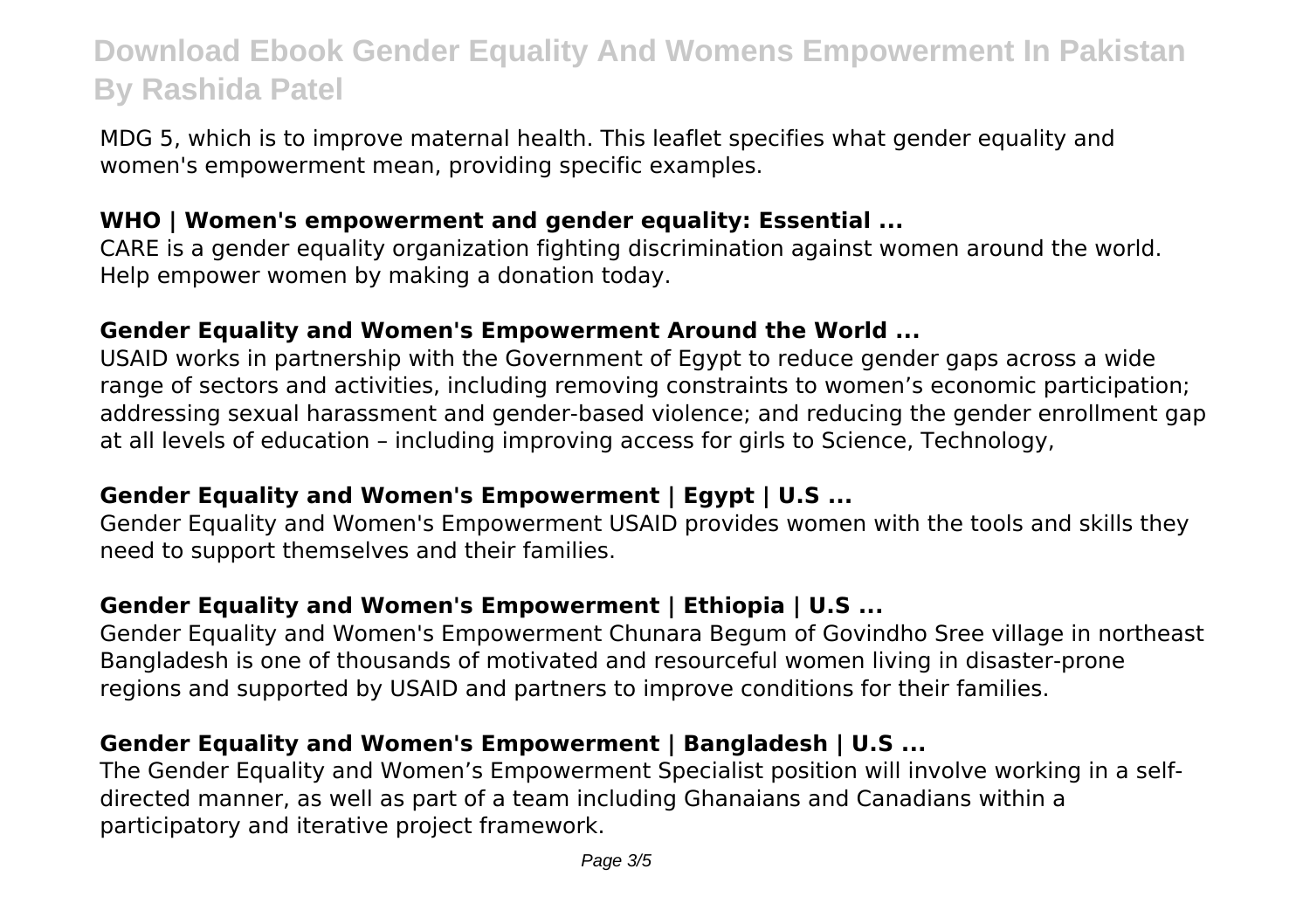MDG 5, which is to improve maternal health. This leaflet specifies what gender equality and women's empowerment mean, providing specific examples.

### WHO | Women's empowerment and gender equality: Essential ...

CARE is a gender equality organization fighting discrimination against women around the world. Help empower women by making a donation today.

### Gender Equality and Women's Empowerment Around the World ...

USAID works in partnership with the Government of Egypt to reduce gender gaps across a wide range of sectors and activities, including removing constraints to women's economic participation; addressing sexual harassment and gender-based violence; and reducing the gender enrollment gap at all levels of education – including improving access for girls to Science, Technology,

### Gender Equality and Women's Empowerment | Egypt | U.S ...

Gender Equality and Women's Empowerment USAID provides women with the tools and skills they need to support themselves and their families.

### Gender Equality and Women's Empowerment | Ethiopia | U.S ...

Gender Equality and Women's Empowerment Chunara Begum of Govindho Sree village in northeast Bangladesh is one of thousands of motivated and resourceful women living in disaster-prone regions and supported by USAID and partners to improve conditions for their families.

### Gender Equality and Women's Empowerment | Bangladesh | U.S ...

The Gender Equality and Women's Empowerment Specialist position will involve working in a self-directed manner, as well as part of a team including Ghanaians and Canadians within a participatory and iterative project framework.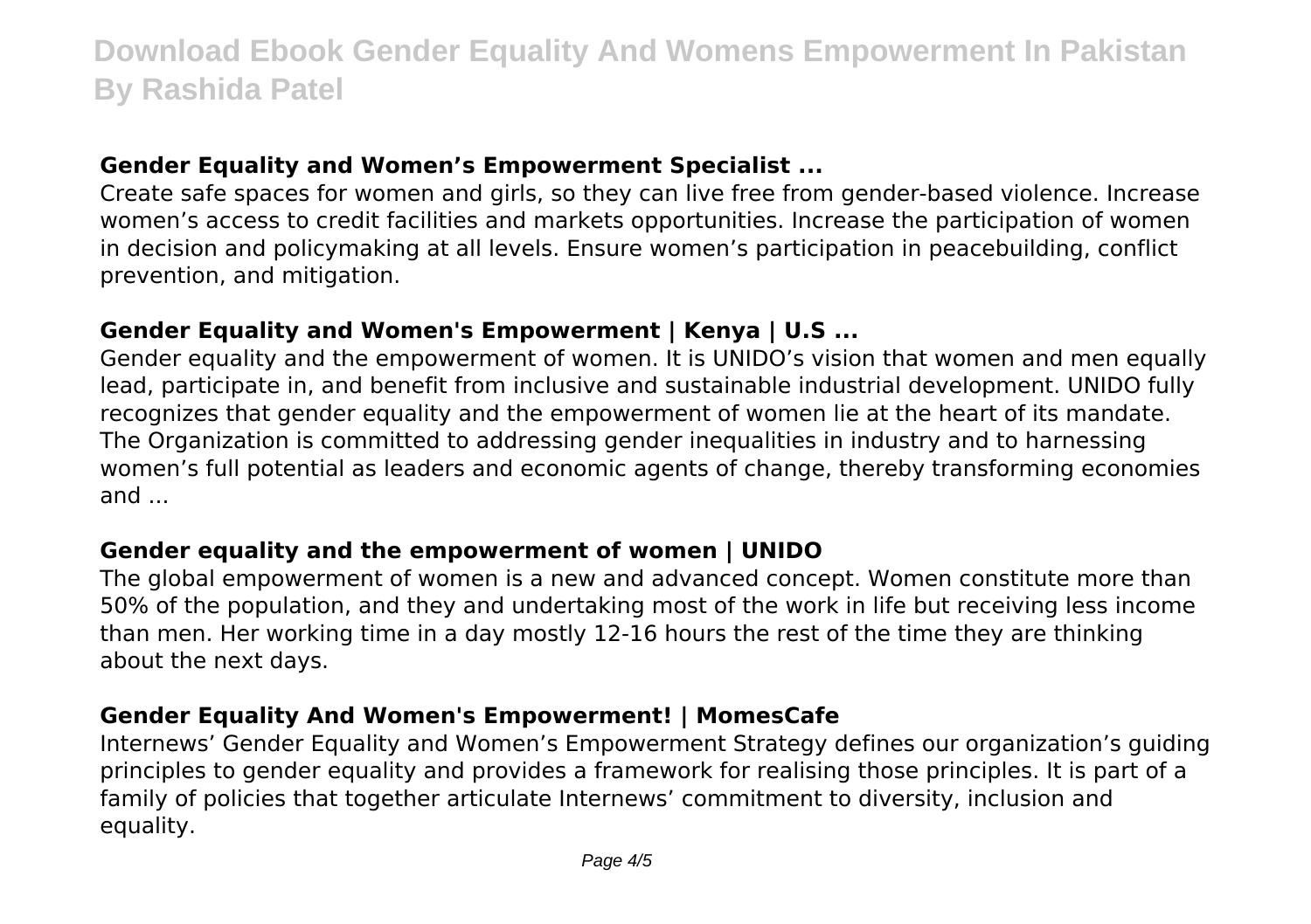### Gender Equality and Women’s Empowerment Specialist ...

Create safe spaces for women and girls, so they can live free from gender-based violence. Increase women’s access to credit facilities and markets opportunities. Increase the participation of women in decision and policymaking at all levels. Ensure women’s participation in peacebuilding, conflict prevention, and mitigation.

### Gender Equality and Women's Empowerment | Kenya | U.S ...

Gender equality and the empowerment of women. It is UNIDO’s vision that women and men equally lead, participate in, and benefit from inclusive and sustainable industrial development. UNIDO fully recognizes that gender equality and the empowerment of women lie at the heart of its mandate. The Organization is committed to addressing gender inequalities in industry and to harnessing women’s full potential as leaders and economic agents of change, thereby transforming economies and ...

### Gender equality and the empowerment of women | UNIDO

The global empowerment of women is a new and advanced concept. Women constitute more than 50% of the population, and they and undertaking most of the work in life but receiving less income than men. Her working time in a day mostly 12-16 hours the rest of the time they are thinking about the next days.

### Gender Equality And Women's Empowerment! | MomesCafe

Internews’ Gender Equality and Women’s Empowerment Strategy defines our organization’s guiding principles to gender equality and provides a framework for realising those principles. It is part of a family of policies that together articulate Internews’ commitment to diversity, inclusion and equality.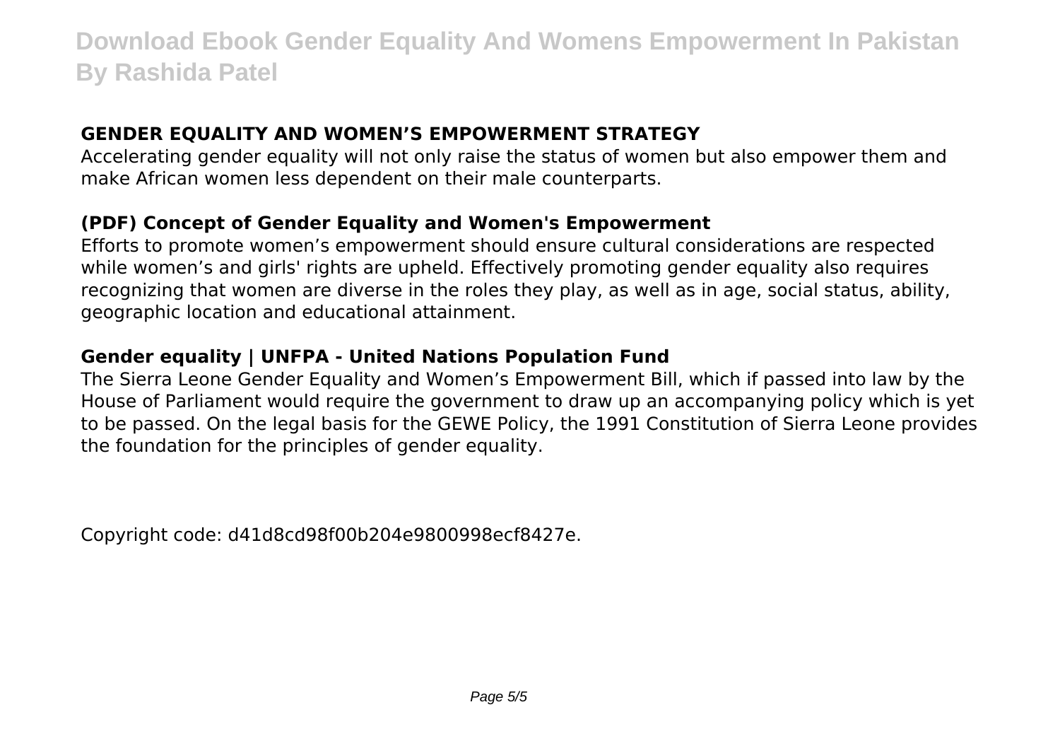### GENDER EQUALITY AND WOMEN'S EMPOWERMENT STRATEGY

Accelerating gender equality will not only raise the status of women but also empower them and make African women less dependent on their male counterparts.

### (PDF) Concept of Gender Equality and Women's Empowerment

Efforts to promote women's empowerment should ensure cultural considerations are respected while women's and girls' rights are upheld. Effectively promoting gender equality also requires recognizing that women are diverse in the roles they play, as well as in age, social status, ability, geographic location and educational attainment.

### Gender equality | UNFPA - United Nations Population Fund

The Sierra Leone Gender Equality and Women's Empowerment Bill, which if passed into law by the House of Parliament would require the government to draw up an accompanying policy which is yet to be passed. On the legal basis for the GEWE Policy, the 1991 Constitution of Sierra Leone provides the foundation for the principles of gender equality.

Copyright code: d41d8cd98f00b204e9800998ecf8427e.